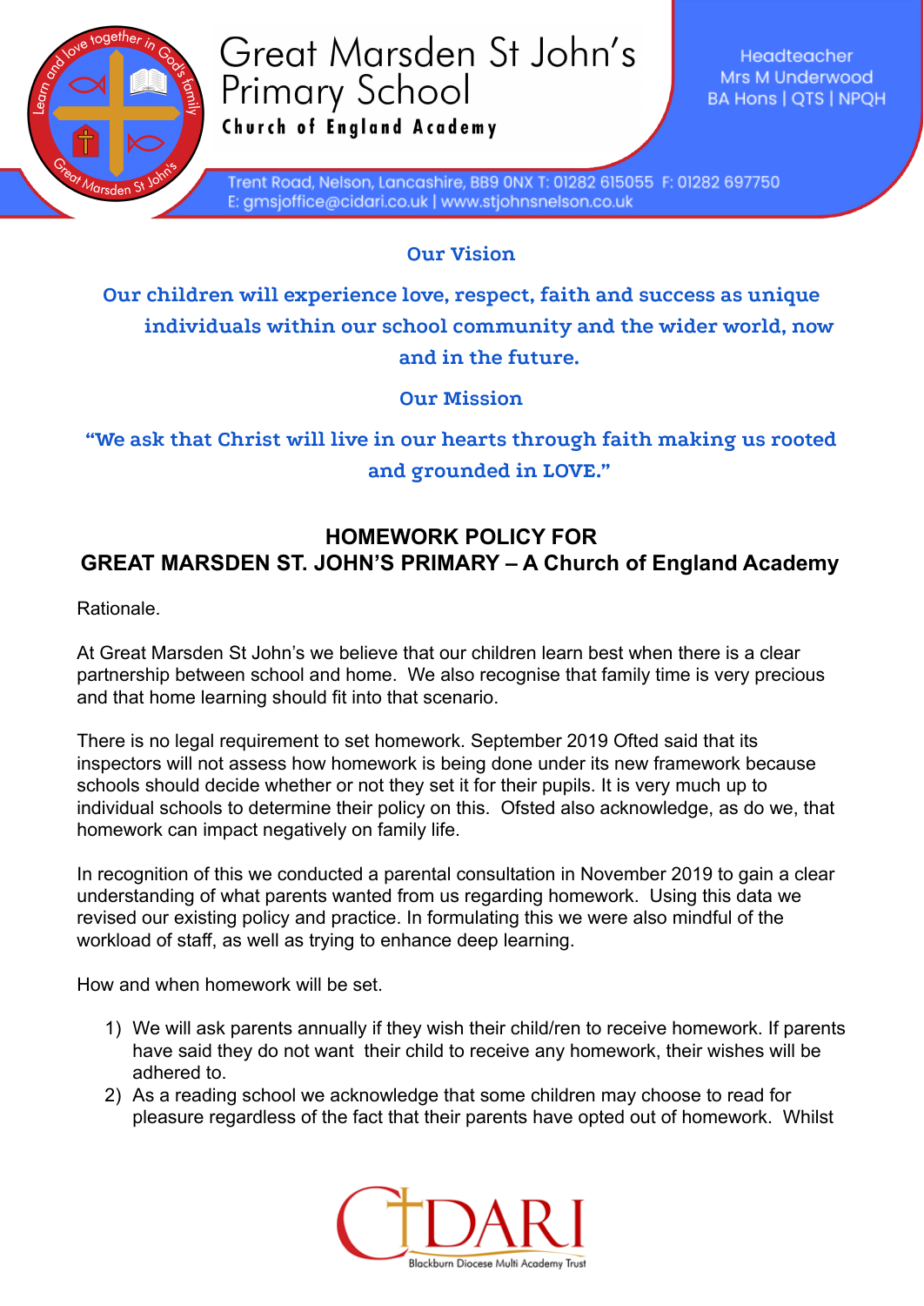# Great Marsden St John's Primary School

**Church of England Academy**

Headteacher
Mrs M Underwood
BA Hons | QTS | NPQH

Trent Road, Nelson, Lancashire, BB9 0NX T: 01282 615055 F: 01282 697750
E: gmsjoffice@cidari.co.uk | www.stjohnsnelson.co.uk

## Our Vision

**Our children will experience love, respect, faith and success as unique individuals within our school community and the wider world, now and in the future.**

## Our Mission

**"We ask that Christ will live in our hearts through faith making us rooted and grounded in LOVE."**

## HOMEWORK POLICY FOR GREAT MARSDEN ST. JOHN'S PRIMARY – A Church of England Academy

Rationale.

At Great Marsden St John's we believe that our children learn best when there is a clear partnership between school and home. We also recognise that family time is very precious and that home learning should fit into that scenario.

There is no legal requirement to set homework. September 2019 Ofted said that its inspectors will not assess how homework is being done under its new framework because schools should decide whether or not they set it for their pupils. It is very much up to individual schools to determine their policy on this. Ofsted also acknowledge, as do we, that homework can impact negatively on family life.

In recognition of this we conducted a parental consultation in November 2019 to gain a clear understanding of what parents wanted from us regarding homework. Using this data we revised our existing policy and practice. In formulating this we were also mindful of the workload of staff, as well as trying to enhance deep learning.

How and when homework will be set.

1) We will ask parents annually if they wish their child/ren to receive homework. If parents have said they do not want their child to receive any homework, their wishes will be adhered to.
2) As a reading school we acknowledge that some children may choose to read for pleasure regardless of the fact that their parents have opted out of homework. Whilst

CIDARI
Blackburn Diocese Multi Academy Trust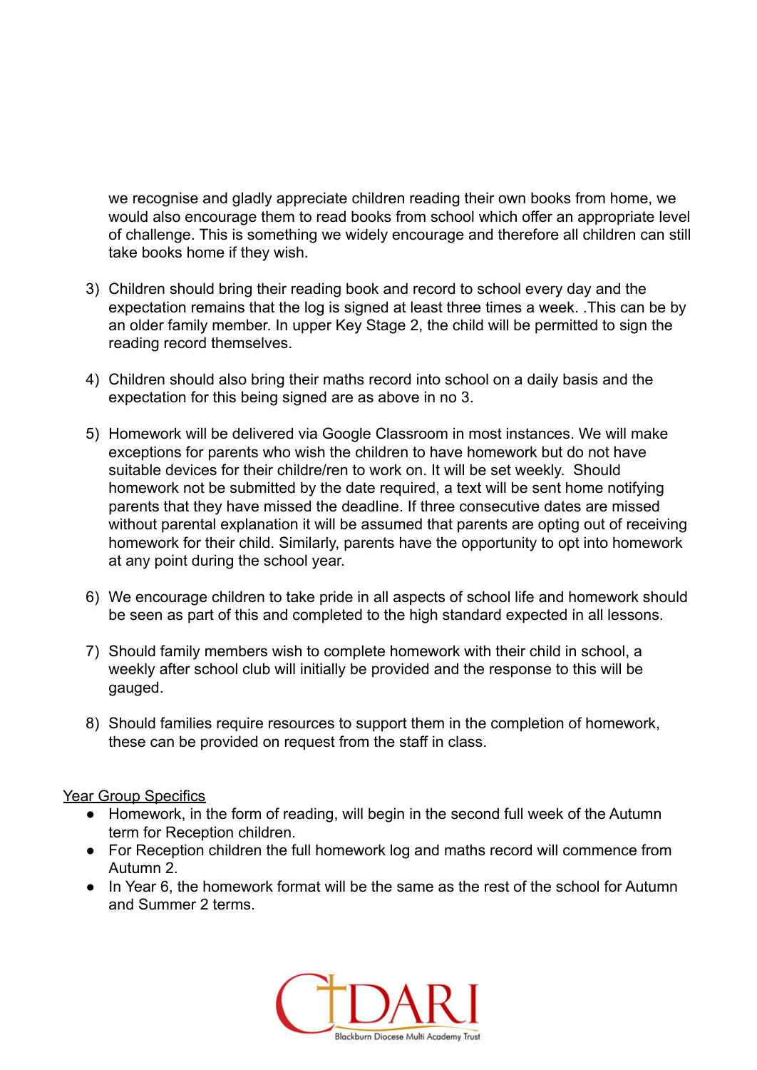we recognise and gladly appreciate children reading their own books from home, we would also encourage them to read books from school which offer an appropriate level of challenge. This is something we widely encourage and therefore all children can still take books home if they wish.

3) Children should bring their reading book and record to school every day and the expectation remains that the log is signed at least three times a week. .This can be by an older family member. In upper Key Stage 2, the child will be permitted to sign the reading record themselves.

4) Children should also bring their maths record into school on a daily basis and the expectation for this being signed are as above in no 3.

5) Homework will be delivered via Google Classroom in most instances. We will make exceptions for parents who wish the children to have homework but do not have suitable devices for their childre/ren to work on. It will be set weekly. Should homework not be submitted by the date required, a text will be sent home notifying parents that they have missed the deadline. If three consecutive dates are missed without parental explanation it will be assumed that parents are opting out of receiving homework for their child. Similarly, parents have the opportunity to opt into homework at any point during the school year.

6) We encourage children to take pride in all aspects of school life and homework should be seen as part of this and completed to the high standard expected in all lessons.

7) Should family members wish to complete homework with their child in school, a weekly after school club will initially be provided and the response to this will be gauged.

8) Should families require resources to support them in the completion of homework, these can be provided on request from the staff in class.

<u>Year Group Specifics</u>

- Homework, in the form of reading, will begin in the second full week of the Autumn term for Reception children.
- For Reception children the full homework log and maths record will commence from Autumn 2.
- In Year 6, the homework format will be the same as the rest of the school for Autumn and Summer 2 terms.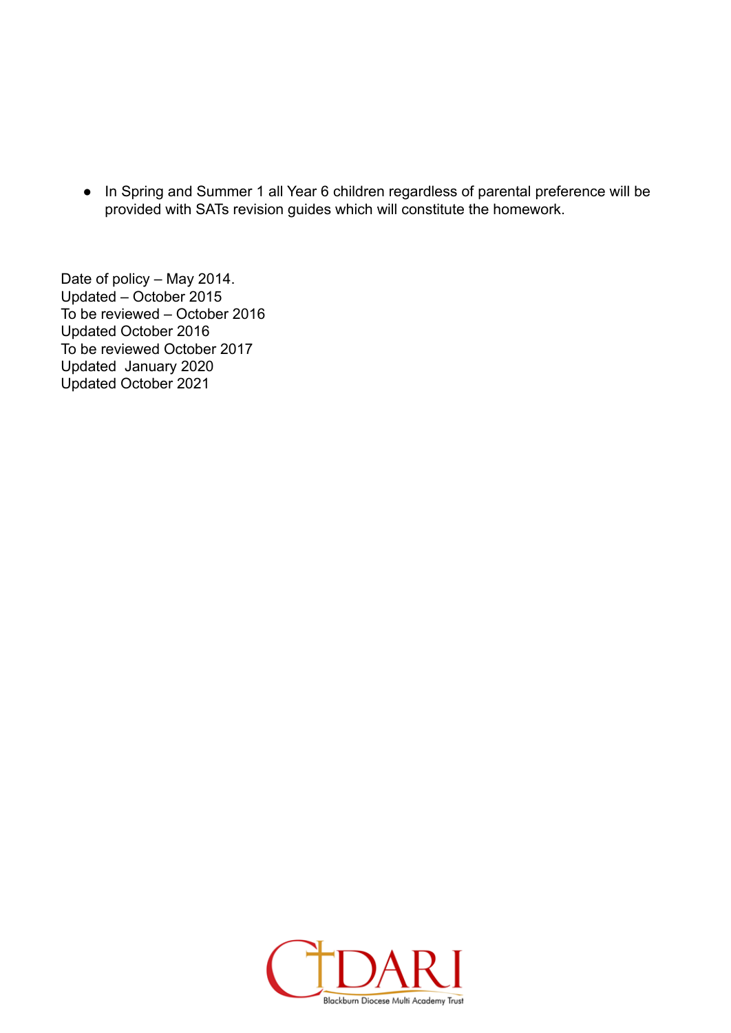- In Spring and Summer 1 all Year 6 children regardless of parental preference will be provided with SATs revision guides which will constitute the homework.

Date of policy – May 2014.
Updated – October 2015
To be reviewed – October 2016
Updated October 2016
To be reviewed October 2017
Updated January 2020
Updated October 2021